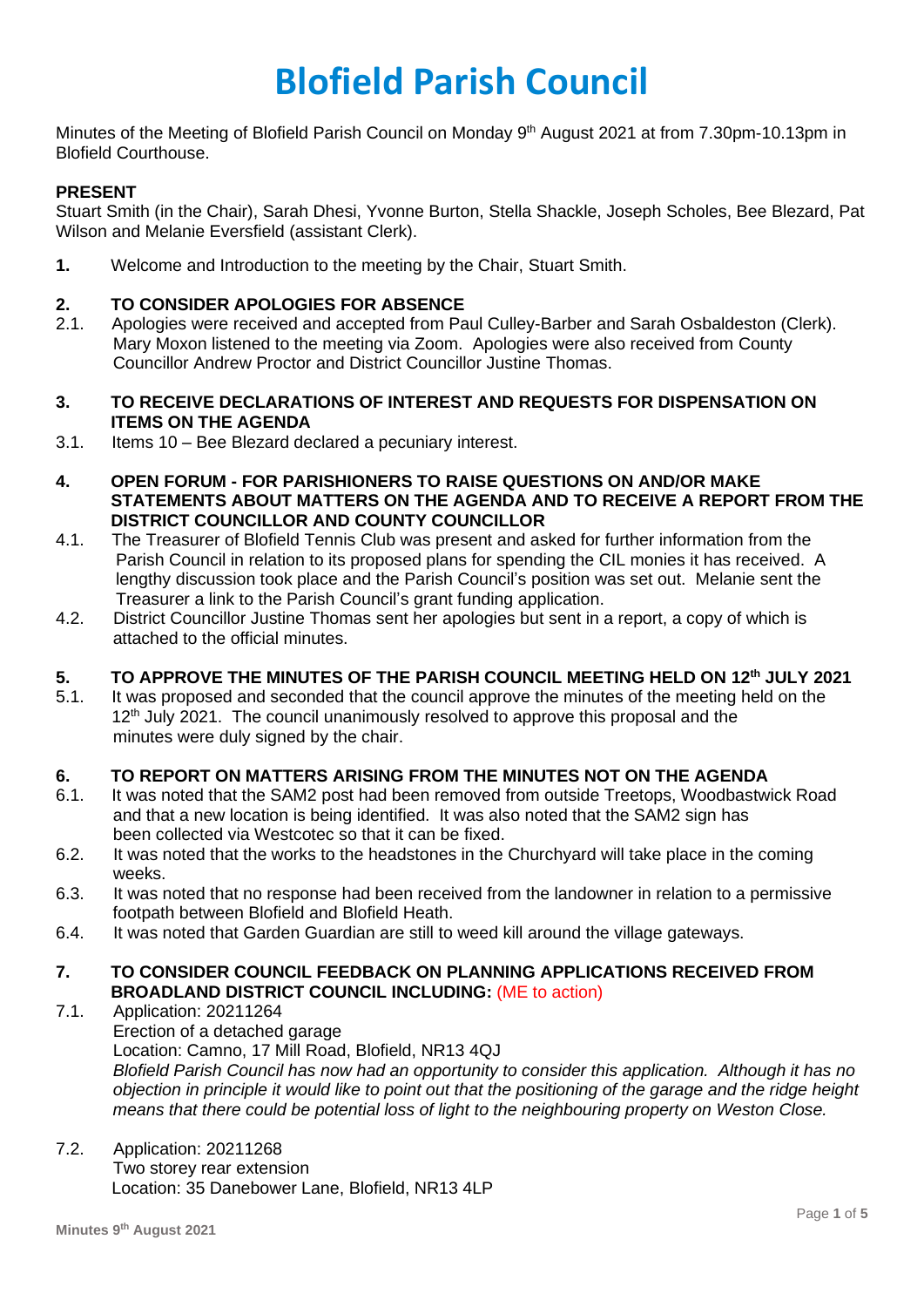# Blofield Parish Council

Minutes of the Meeting of Blofield Parish Council on Monday 9th August 2021 at from 7.30pm-10.13pm in Blofield Courthouse.

**PRESENT**

Stuart Smith (in the Chair), Sarah Dhesi, Yvonne Burton, Stella Shackle, Joseph Scholes, Bee Blezard, Pat Wilson and Melanie Eversfield (assistant Clerk).

**1.** Welcome and Introduction to the meeting by the Chair, Stuart Smith.

**2. TO CONSIDER APOLOGIES FOR ABSENCE**

2.1. Apologies were received and accepted from Paul Culley-Barber and Sarah Osbaldeston (Clerk). Mary Moxon listened to the meeting via Zoom. Apologies were also received from County Councillor Andrew Proctor and District Councillor Justine Thomas.

**3. TO RECEIVE DECLARATIONS OF INTEREST AND REQUESTS FOR DISPENSATION ON ITEMS ON THE AGENDA**

3.1. Items 10 – Bee Blezard declared a pecuniary interest.

**4. OPEN FORUM - FOR PARISHIONERS TO RAISE QUESTIONS ON AND/OR MAKE STATEMENTS ABOUT MATTERS ON THE AGENDA AND TO RECEIVE A REPORT FROM THE DISTRICT COUNCILLOR AND COUNTY COUNCILLOR**

4.1. The Treasurer of Blofield Tennis Club was present and asked for further information from the Parish Council in relation to its proposed plans for spending the CIL monies it has received. A lengthy discussion took place and the Parish Council's position was set out. Melanie sent the Treasurer a link to the Parish Council's grant funding application.

4.2. District Councillor Justine Thomas sent her apologies but sent in a report, a copy of which is attached to the official minutes.

**5. TO APPROVE THE MINUTES OF THE PARISH COUNCIL MEETING HELD ON 12th JULY 2021**

5.1. It was proposed and seconded that the council approve the minutes of the meeting held on the 12th July 2021. The council unanimously resolved to approve this proposal and the minutes were duly signed by the chair.

**6. TO REPORT ON MATTERS ARISING FROM THE MINUTES NOT ON THE AGENDA**

6.1. It was noted that the SAM2 post had been removed from outside Treetops, Woodbastwick Road and that a new location is being identified. It was also noted that the SAM2 sign has been collected via Westcotec so that it can be fixed.

6.2. It was noted that the works to the headstones in the Churchyard will take place in the coming weeks.

6.3. It was noted that no response had been received from the landowner in relation to a permissive footpath between Blofield and Blofield Heath.

6.4. It was noted that Garden Guardian are still to weed kill around the village gateways.

**7. TO CONSIDER COUNCIL FEEDBACK ON PLANNING APPLICATIONS RECEIVED FROM BROADLAND DISTRICT COUNCIL INCLUDING:** (ME to action)

7.1. Application: 20211264
Erection of a detached garage
Location: Camno, 17 Mill Road, Blofield, NR13 4QJ
*Blofield Parish Council has now had an opportunity to consider this application. Although it has no objection in principle it would like to point out that the positioning of the garage and the ridge height means that there could be potential loss of light to the neighbouring property on Weston Close.*

7.2. Application: 20211268
Two storey rear extension
Location: 35 Danebower Lane, Blofield, NR13 4LP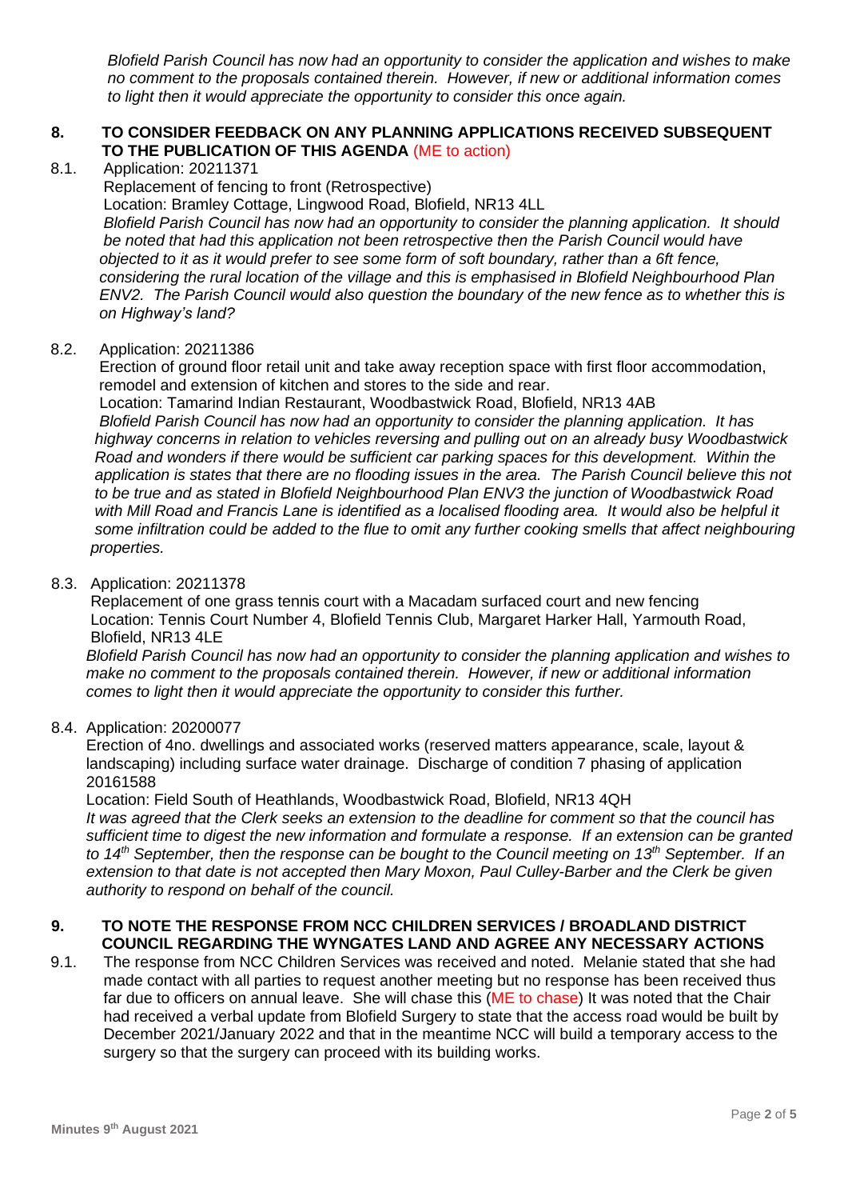*Blofield Parish Council has now had an opportunity to consider the application and wishes to make no comment to the proposals contained therein. However, if new or additional information comes to light then it would appreciate the opportunity to consider this once again.*

## 8. TO CONSIDER FEEDBACK ON ANY PLANNING APPLICATIONS RECEIVED SUBSEQUENT TO THE PUBLICATION OF THIS AGENDA (ME to action)

8.1. Application: 20211371
Replacement of fencing to front (Retrospective)
Location: Bramley Cottage, Lingwood Road, Blofield, NR13 4LL
*Blofield Parish Council has now had an opportunity to consider the planning application. It should be noted that had this application not been retrospective then the Parish Council would have objected to it as it would prefer to see some form of soft boundary, rather than a 6ft fence, considering the rural location of the village and this is emphasised in Blofield Neighbourhood Plan ENV2. The Parish Council would also question the boundary of the new fence as to whether this is on Highway's land?*

8.2. Application: 20211386
Erection of ground floor retail unit and take away reception space with first floor accommodation, remodel and extension of kitchen and stores to the side and rear.
Location: Tamarind Indian Restaurant, Woodbastwick Road, Blofield, NR13 4AB
*Blofield Parish Council has now had an opportunity to consider the planning application. It has highway concerns in relation to vehicles reversing and pulling out on an already busy Woodbastwick Road and wonders if there would be sufficient car parking spaces for this development. Within the application is states that there are no flooding issues in the area. The Parish Council believe this not to be true and as stated in Blofield Neighbourhood Plan ENV3 the junction of Woodbastwick Road with Mill Road and Francis Lane is identified as a localised flooding area. It would also be helpful it some infiltration could be added to the flue to omit any further cooking smells that affect neighbouring properties.*

8.3. Application: 20211378
Replacement of one grass tennis court with a Macadam surfaced court and new fencing
Location: Tennis Court Number 4, Blofield Tennis Club, Margaret Harker Hall, Yarmouth Road, Blofield, NR13 4LE
*Blofield Parish Council has now had an opportunity to consider the planning application and wishes to make no comment to the proposals contained therein. However, if new or additional information comes to light then it would appreciate the opportunity to consider this further.*

8.4. Application: 20200077
Erection of 4no. dwellings and associated works (reserved matters appearance, scale, layout & landscaping) including surface water drainage. Discharge of condition 7 phasing of application 20161588
Location: Field South of Heathlands, Woodbastwick Road, Blofield, NR13 4QH
*It was agreed that the Clerk seeks an extension to the deadline for comment so that the council has sufficient time to digest the new information and formulate a response. If an extension can be granted to 14th September, then the response can be bought to the Council meeting on 13th September. If an extension to that date is not accepted then Mary Moxon, Paul Culley-Barber and the Clerk be given authority to respond on behalf of the council.*

## 9. TO NOTE THE RESPONSE FROM NCC CHILDREN SERVICES / BROADLAND DISTRICT COUNCIL REGARDING THE WYNGATES LAND AND AGREE ANY NECESSARY ACTIONS

9.1. The response from NCC Children Services was received and noted. Melanie stated that she had made contact with all parties to request another meeting but no response has been received thus far due to officers on annual leave. She will chase this (ME to chase) It was noted that the Chair had received a verbal update from Blofield Surgery to state that the access road would be built by December 2021/January 2022 and that in the meantime NCC will build a temporary access to the surgery so that the surgery can proceed with its building works.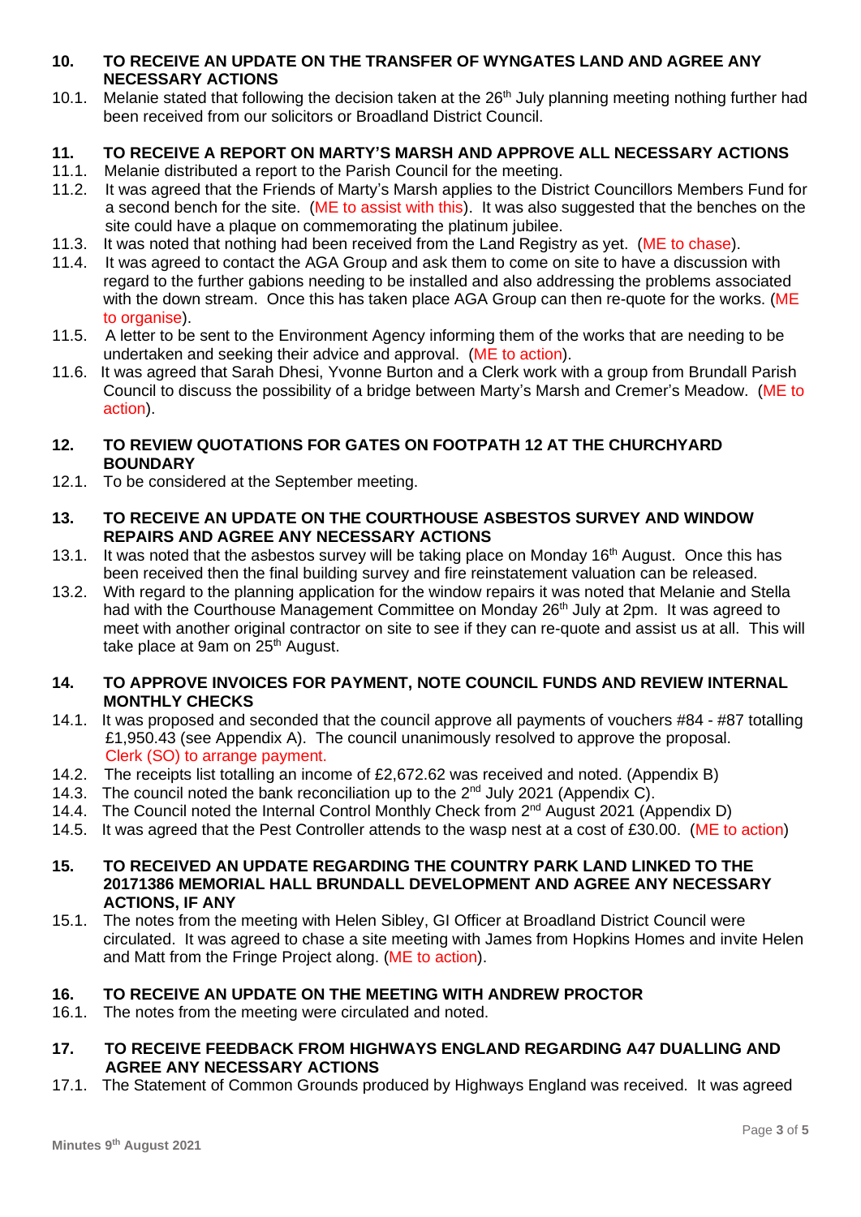## 10. TO RECEIVE AN UPDATE ON THE TRANSFER OF WYNGATES LAND AND AGREE ANY NECESSARY ACTIONS

10.1. Melanie stated that following the decision taken at the 26th July planning meeting nothing further had been received from our solicitors or Broadland District Council.

## 11. TO RECEIVE A REPORT ON MARTY'S MARSH AND APPROVE ALL NECESSARY ACTIONS

11.1. Melanie distributed a report to the Parish Council for the meeting.

11.2. It was agreed that the Friends of Marty's Marsh applies to the District Councillors Members Fund for a second bench for the site. (ME to assist with this). It was also suggested that the benches on the site could have a plaque on commemorating the platinum jubilee.

11.3. It was noted that nothing had been received from the Land Registry as yet. (ME to chase).

11.4. It was agreed to contact the AGA Group and ask them to come on site to have a discussion with regard to the further gabions needing to be installed and also addressing the problems associated with the down stream. Once this has taken place AGA Group can then re-quote for the works. (ME to organise).

11.5. A letter to be sent to the Environment Agency informing them of the works that are needing to be undertaken and seeking their advice and approval. (ME to action).

11.6. It was agreed that Sarah Dhesi, Yvonne Burton and a Clerk work with a group from Brundall Parish Council to discuss the possibility of a bridge between Marty's Marsh and Cremer's Meadow. (ME to action).

## 12. TO REVIEW QUOTATIONS FOR GATES ON FOOTPATH 12 AT THE CHURCHYARD BOUNDARY

12.1. To be considered at the September meeting.

## 13. TO RECEIVE AN UPDATE ON THE COURTHOUSE ASBESTOS SURVEY AND WINDOW REPAIRS AND AGREE ANY NECESSARY ACTIONS

13.1. It was noted that the asbestos survey will be taking place on Monday 16th August. Once this has been received then the final building survey and fire reinstatement valuation can be released.

13.2. With regard to the planning application for the window repairs it was noted that Melanie and Stella had with the Courthouse Management Committee on Monday 26th July at 2pm. It was agreed to meet with another original contractor on site to see if they can re-quote and assist us at all. This will take place at 9am on 25th August.

## 14. TO APPROVE INVOICES FOR PAYMENT, NOTE COUNCIL FUNDS AND REVIEW INTERNAL MONTHLY CHECKS

14.1. It was proposed and seconded that the council approve all payments of vouchers #84 - #87 totalling £1,950.43 (see Appendix A). The council unanimously resolved to approve the proposal. Clerk (SO) to arrange payment.

14.2. The receipts list totalling an income of £2,672.62 was received and noted. (Appendix B)

14.3. The council noted the bank reconciliation up to the 2nd July 2021 (Appendix C).

14.4. The Council noted the Internal Control Monthly Check from 2nd August 2021 (Appendix D)

14.5. It was agreed that the Pest Controller attends to the wasp nest at a cost of £30.00. (ME to action)

## 15. TO RECEIVED AN UPDATE REGARDING THE COUNTRY PARK LAND LINKED TO THE 20171386 MEMORIAL HALL BRUNDALL DEVELOPMENT AND AGREE ANY NECESSARY ACTIONS, IF ANY

15.1. The notes from the meeting with Helen Sibley, GI Officer at Broadland District Council were circulated. It was agreed to chase a site meeting with James from Hopkins Homes and invite Helen and Matt from the Fringe Project along. (ME to action).

## 16. TO RECEIVE AN UPDATE ON THE MEETING WITH ANDREW PROCTOR

16.1. The notes from the meeting were circulated and noted.

## 17. TO RECEIVE FEEDBACK FROM HIGHWAYS ENGLAND REGARDING A47 DUALLING AND AGREE ANY NECESSARY ACTIONS

17.1. The Statement of Common Grounds produced by Highways England was received. It was agreed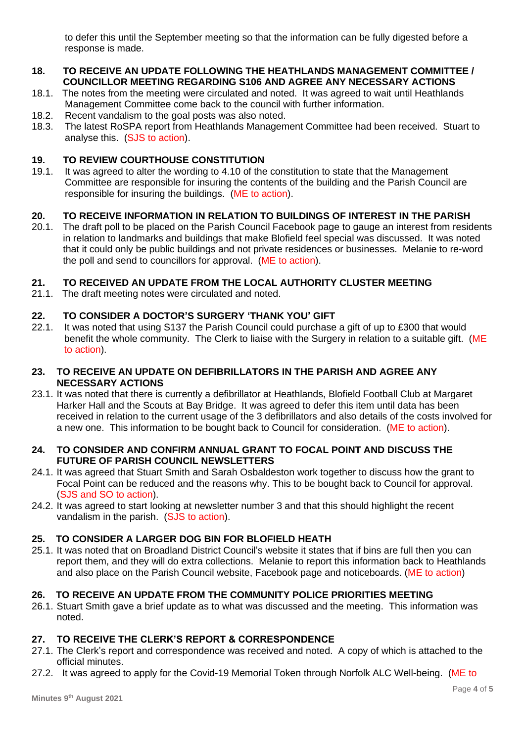to defer this until the September meeting so that the information can be fully digested before a response is made.

**18. TO RECEIVE AN UPDATE FOLLOWING THE HEATHLANDS MANAGEMENT COMMITTEE / COUNCILLOR MEETING REGARDING S106 AND AGREE ANY NECESSARY ACTIONS**

18.1. The notes from the meeting were circulated and noted. It was agreed to wait until Heathlands Management Committee come back to the council with further information.

18.2. Recent vandalism to the goal posts was also noted.

18.3. The latest RoSPA report from Heathlands Management Committee had been received. Stuart to analyse this. (SJS to action).

**19. TO REVIEW COURTHOUSE CONSTITUTION**

19.1. It was agreed to alter the wording to 4.10 of the constitution to state that the Management Committee are responsible for insuring the contents of the building and the Parish Council are responsible for insuring the buildings. (ME to action).

**20. TO RECEIVE INFORMATION IN RELATION TO BUILDINGS OF INTEREST IN THE PARISH**

20.1. The draft poll to be placed on the Parish Council Facebook page to gauge an interest from residents in relation to landmarks and buildings that make Blofield feel special was discussed. It was noted that it could only be public buildings and not private residences or businesses. Melanie to re-word the poll and send to councillors for approval. (ME to action).

**21. TO RECEIVED AN UPDATE FROM THE LOCAL AUTHORITY CLUSTER MEETING**

21.1. The draft meeting notes were circulated and noted.

**22. TO CONSIDER A DOCTOR'S SURGERY 'THANK YOU' GIFT**

22.1. It was noted that using S137 the Parish Council could purchase a gift of up to £300 that would benefit the whole community. The Clerk to liaise with the Surgery in relation to a suitable gift. (ME to action).

**23. TO RECEIVE AN UPDATE ON DEFIBRILLATORS IN THE PARISH AND AGREE ANY NECESSARY ACTIONS**

23.1. It was noted that there is currently a defibrillator at Heathlands, Blofield Football Club at Margaret Harker Hall and the Scouts at Bay Bridge. It was agreed to defer this item until data has been received in relation to the current usage of the 3 defibrillators and also details of the costs involved for a new one. This information to be bought back to Council for consideration. (ME to action).

**24. TO CONSIDER AND CONFIRM ANNUAL GRANT TO FOCAL POINT AND DISCUSS THE FUTURE OF PARISH COUNCIL NEWSLETTERS**

24.1. It was agreed that Stuart Smith and Sarah Osbaldeston work together to discuss how the grant to Focal Point can be reduced and the reasons why. This to be bought back to Council for approval. (SJS and SO to action).

24.2. It was agreed to start looking at newsletter number 3 and that this should highlight the recent vandalism in the parish. (SJS to action).

**25. TO CONSIDER A LARGER DOG BIN FOR BLOFIELD HEATH**

25.1. It was noted that on Broadland District Council's website it states that if bins are full then you can report them, and they will do extra collections. Melanie to report this information back to Heathlands and also place on the Parish Council website, Facebook page and noticeboards. (ME to action)

**26. TO RECEIVE AN UPDATE FROM THE COMMUNITY POLICE PRIORITIES MEETING**

26.1. Stuart Smith gave a brief update as to what was discussed and the meeting. This information was noted.

**27. TO RECEIVE THE CLERK'S REPORT & CORRESPONDENCE**

27.1. The Clerk's report and correspondence was received and noted. A copy of which is attached to the official minutes.

27.2. It was agreed to apply for the Covid-19 Memorial Token through Norfolk ALC Well-being. (ME to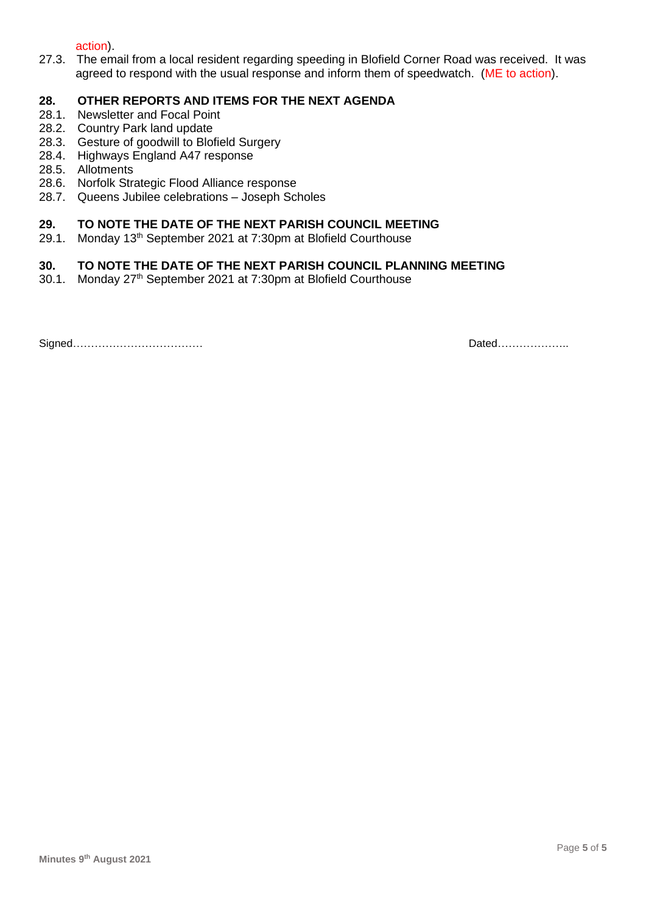action).

27.3. The email from a local resident regarding speeding in Blofield Corner Road was received. It was agreed to respond with the usual response and inform them of speedwatch. (ME to action).

## 28. OTHER REPORTS AND ITEMS FOR THE NEXT AGENDA

28.1. Newsletter and Focal Point
28.2. Country Park land update
28.3. Gesture of goodwill to Blofield Surgery
28.4. Highways England A47 response
28.5. Allotments
28.6. Norfolk Strategic Flood Alliance response
28.7. Queens Jubilee celebrations – Joseph Scholes

## 29. TO NOTE THE DATE OF THE NEXT PARISH COUNCIL MEETING

29.1. Monday 13th September 2021 at 7:30pm at Blofield Courthouse

## 30. TO NOTE THE DATE OF THE NEXT PARISH COUNCIL PLANNING MEETING

30.1. Monday 27th September 2021 at 7:30pm at Blofield Courthouse

Signed……………………………… Dated………………..